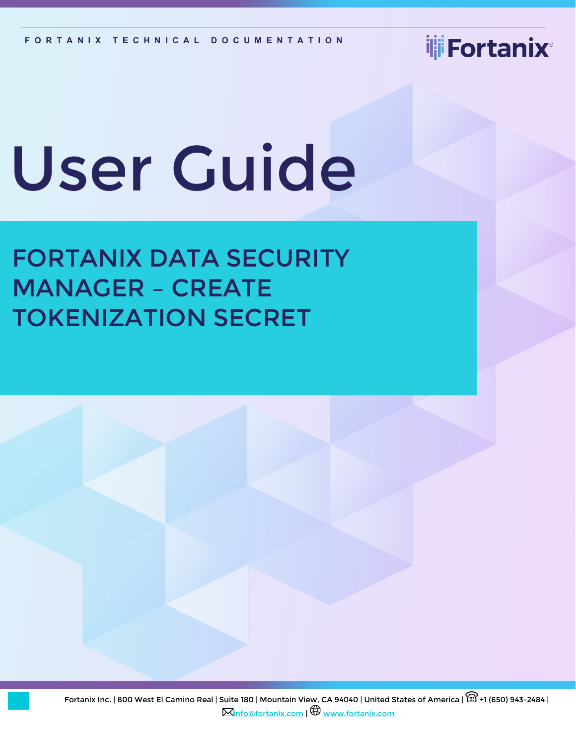FORTANIX TECHNICAL DOCUMENTATION

# User Guide

## FORTANIX DATA SECURITY MANAGER – CREATE TOKENIZATION SECRET

Fortanix Inc. | 800 West El Camino Real | Suite 180 | Mountain View, CA 94040 | United States of America | +1 (650) 943-2484 | info@fortanix.com | www.fortanix.com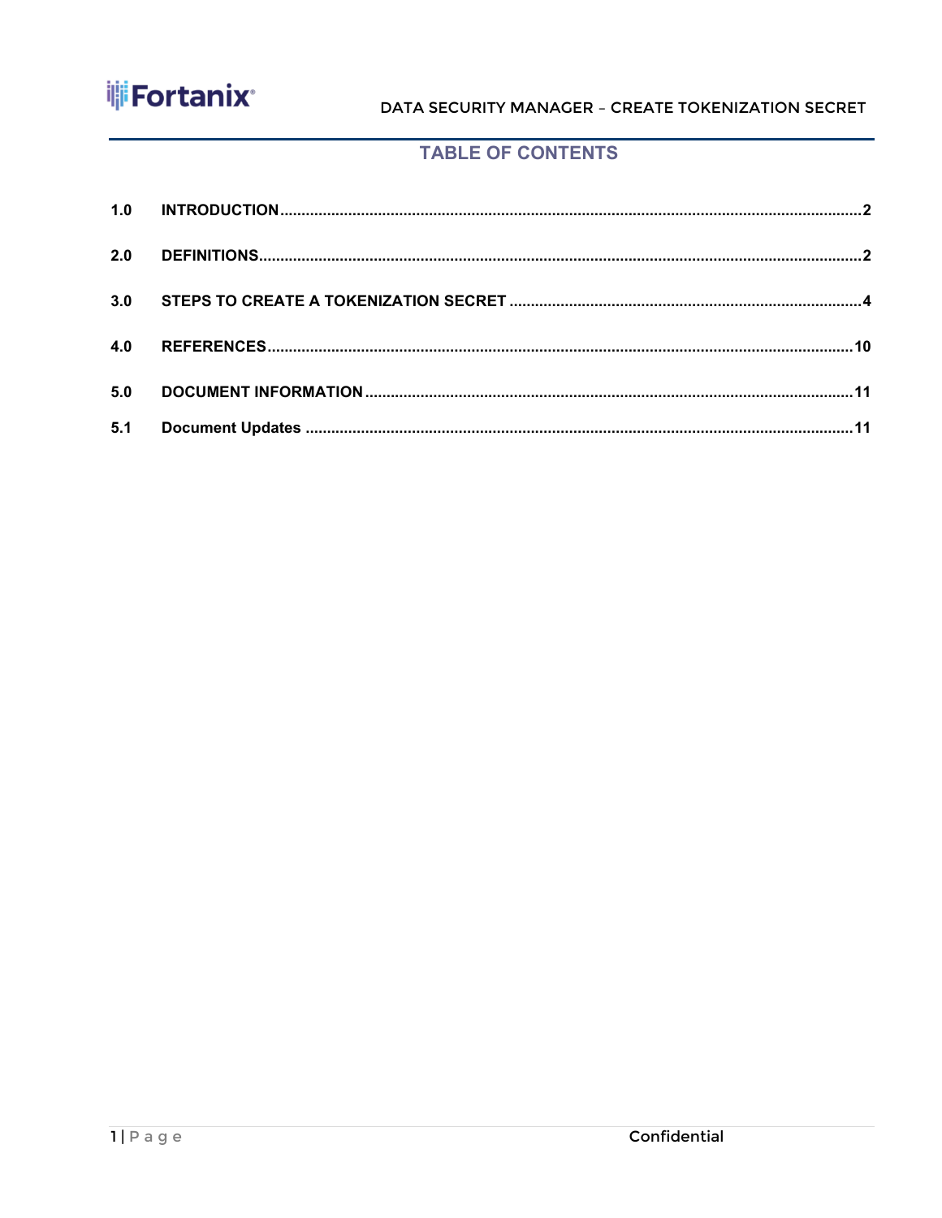## TABLE OF CONTENTS

| | | |
|---|---|---|
| **1.0** | **INTRODUCTION** | **2** |
| **2.0** | **DEFINITIONS** | **2** |
| **3.0** | **STEPS TO CREATE A TOKENIZATION SECRET** | **4** |
| **4.0** | **REFERENCES** | **10** |
| **5.0** | **DOCUMENT INFORMATION** | **11** |
| **5.1** | **Document Updates** | **11** |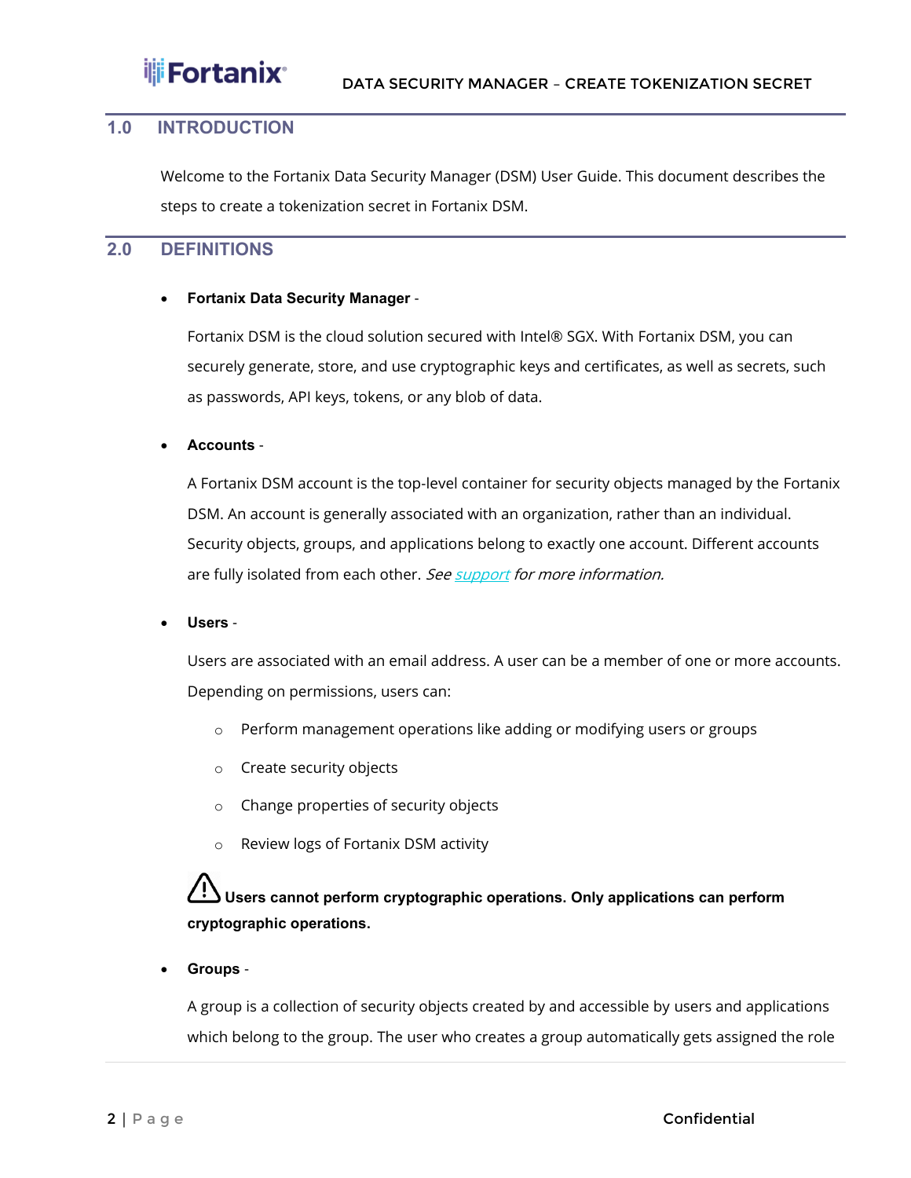## 1.0 INTRODUCTION

Welcome to the Fortanix Data Security Manager (DSM) User Guide. This document describes the steps to create a tokenization secret in Fortanix DSM.

## 2.0 DEFINITIONS

- **Fortanix Data Security Manager** -

  Fortanix DSM is the cloud solution secured with Intel® SGX. With Fortanix DSM, you can securely generate, store, and use cryptographic keys and certificates, as well as secrets, such as passwords, API keys, tokens, or any blob of data.

- **Accounts** -

  A Fortanix DSM account is the top-level container for security objects managed by the Fortanix DSM. An account is generally associated with an organization, rather than an individual. Security objects, groups, and applications belong to exactly one account. Different accounts are fully isolated from each other. *See [support](support) for more information.*

- **Users** -

  Users are associated with an email address. A user can be a member of one or more accounts. Depending on permissions, users can:

  - Perform management operations like adding or modifying users or groups
  - Create security objects
  - Change properties of security objects
  - Review logs of Fortanix DSM activity

  ⚠ **Users cannot perform cryptographic operations. Only applications can perform cryptographic operations.**

- **Groups** -

  A group is a collection of security objects created by and accessible by users and applications which belong to the group. The user who creates a group automatically gets assigned the role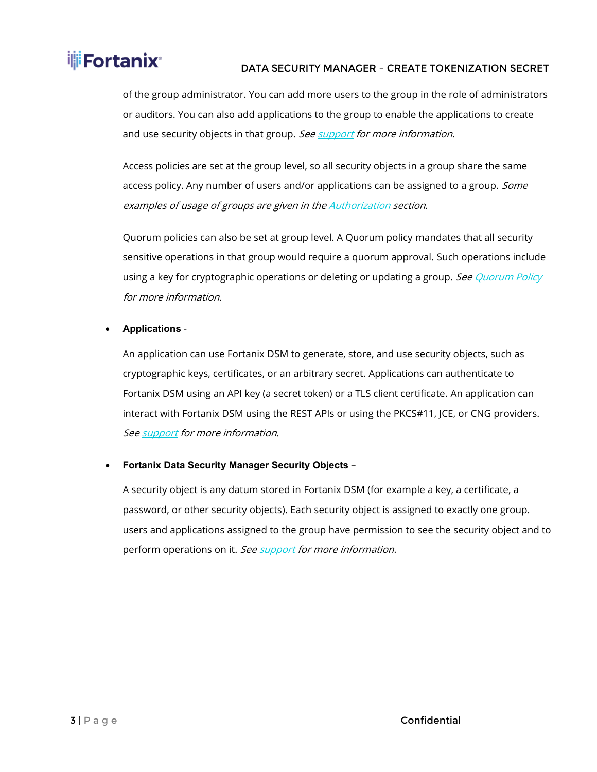of the group administrator. You can add more users to the group in the role of administrators or auditors. You can also add applications to the group to enable the applications to create and use security objects in that group. *See [support](#) for more information.*

Access policies are set at the group level, so all security objects in a group share the same access policy. Any number of users and/or applications can be assigned to a group. *Some examples of usage of groups are given in the [Authorization](#) section*.

Quorum policies can also be set at group level. A Quorum policy mandates that all security sensitive operations in that group would require a quorum approval. Such operations include using a key for cryptographic operations or deleting or updating a group. *See [Quorum Policy](#) for more information.*

- **Applications** -

  An application can use Fortanix DSM to generate, store, and use security objects, such as cryptographic keys, certificates, or an arbitrary secret. Applications can authenticate to Fortanix DSM using an API key (a secret token) or a TLS client certificate. An application can interact with Fortanix DSM using the REST APIs or using the PKCS#11, JCE, or CNG providers. *See [support](#) for more information.*

- **Fortanix Data Security Manager Security Objects** –

  A security object is any datum stored in Fortanix DSM (for example a key, a certificate, a password, or other security objects). Each security object is assigned to exactly one group. users and applications assigned to the group have permission to see the security object and to perform operations on it. *See [support](#) for more information.*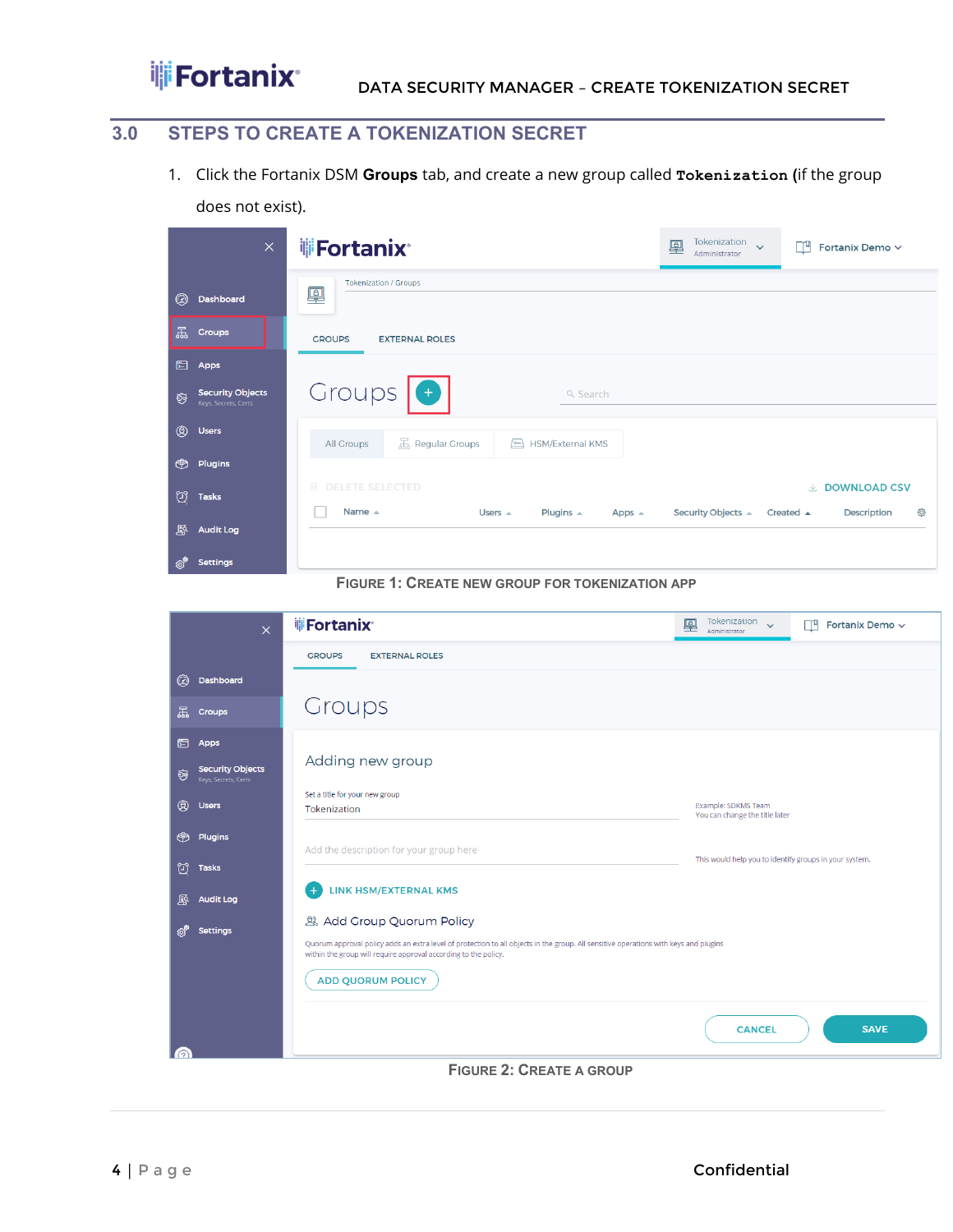## 3.0 STEPS TO CREATE A TOKENIZATION SECRET

1. Click the Fortanix DSM **Groups** tab, and create a new group called **`Tokenization`** (if the group does not exist).

FIGURE 1: CREATE NEW GROUP FOR TOKENIZATION APP

FIGURE 2: CREATE A GROUP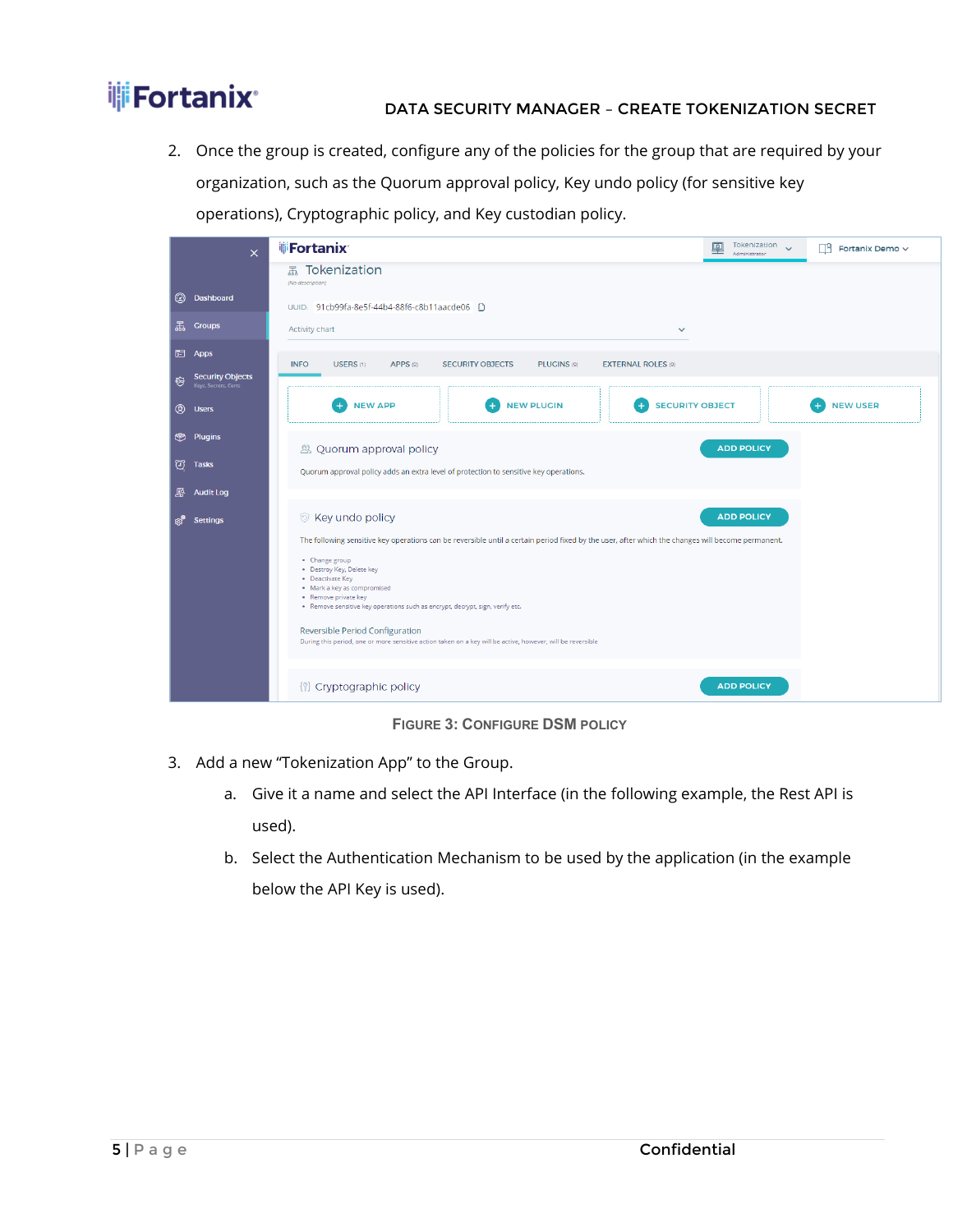2. Once the group is created, configure any of the policies for the group that are required by your organization, such as the Quorum approval policy, Key undo policy (for sensitive key operations), Cryptographic policy, and Key custodian policy.

**Figure 3: Configure DSM Policy**

3. Add a new "Tokenization App" to the Group.
   a. Give it a name and select the API Interface (in the following example, the Rest API is used).
   b. Select the Authentication Mechanism to be used by the application (in the example below the API Key is used).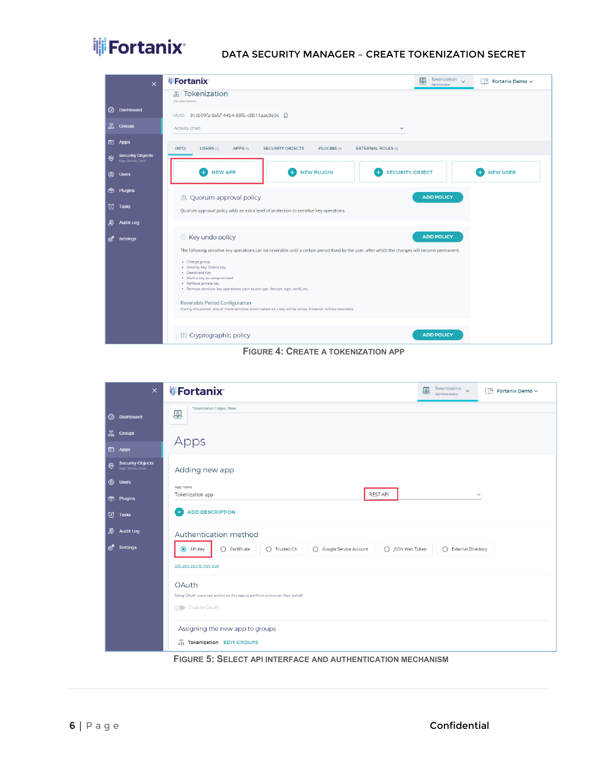FIGURE 4: CREATE A TOKENIZATION APP

FIGURE 5: SELECT API INTERFACE AND AUTHENTICATION MECHANISM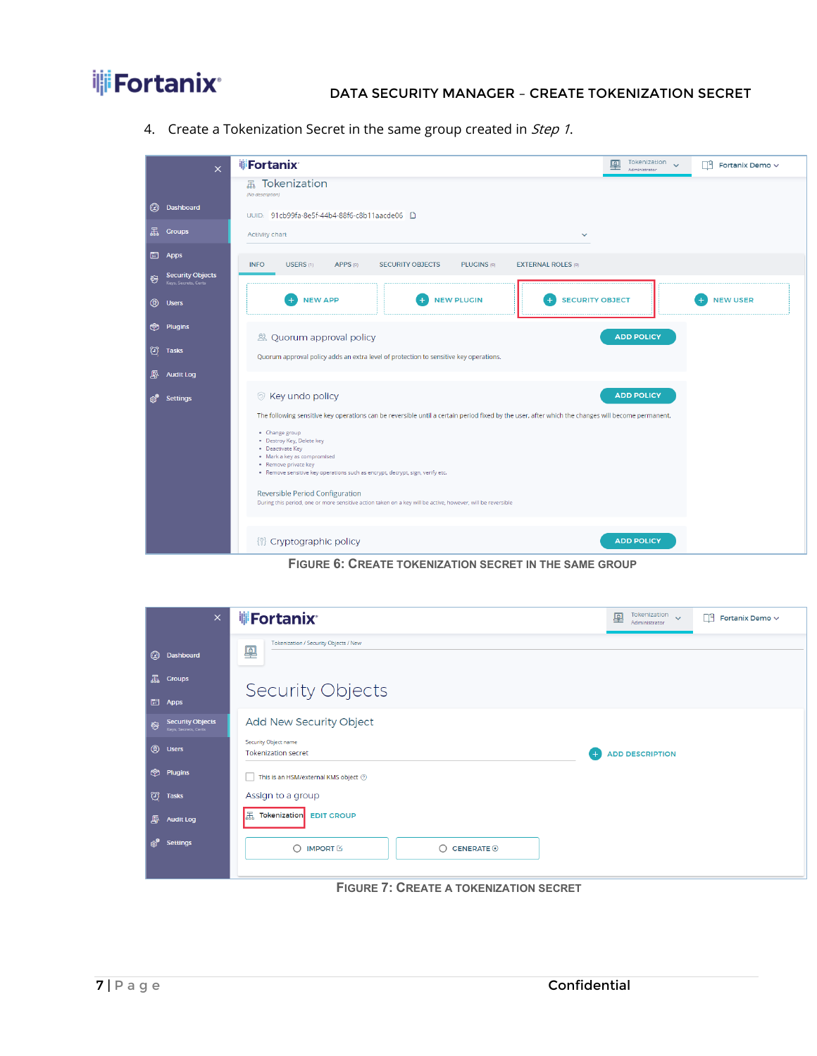4. Create a Tokenization Secret in the same group created in *Step 1*.

FIGURE 6: CREATE TOKENIZATION SECRET IN THE SAME GROUP

FIGURE 7: CREATE A TOKENIZATION SECRET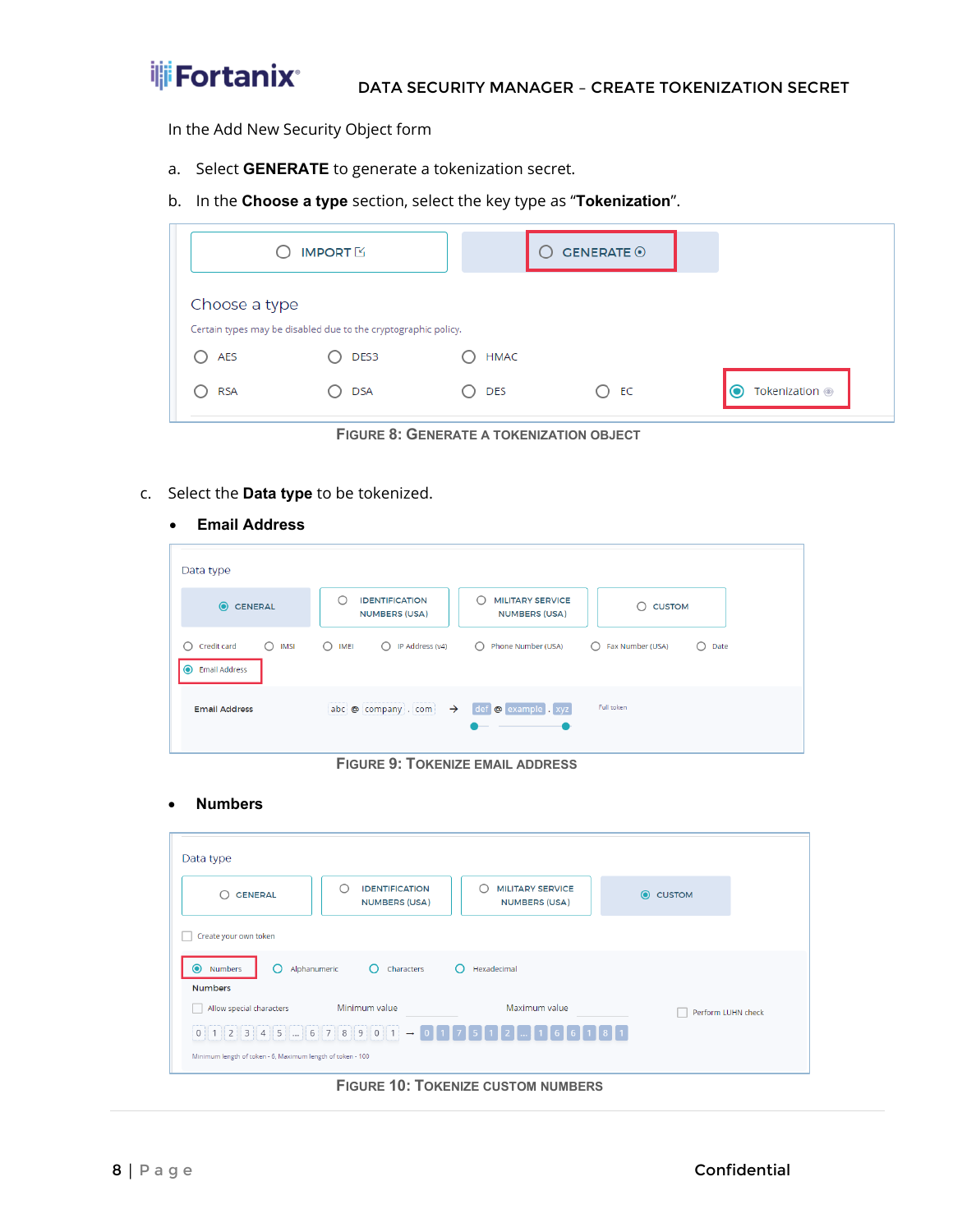In the Add New Security Object form

a. Select **GENERATE** to generate a tokenization secret.

b. In the **Choose a type** section, select the key type as "**Tokenization**".

FIGURE 8: GENERATE A TOKENIZATION OBJECT

c. Select the **Data type** to be tokenized.

- **Email Address**

FIGURE 9: TOKENIZE EMAIL ADDRESS

- **Numbers**

FIGURE 10: TOKENIZE CUSTOM NUMBERS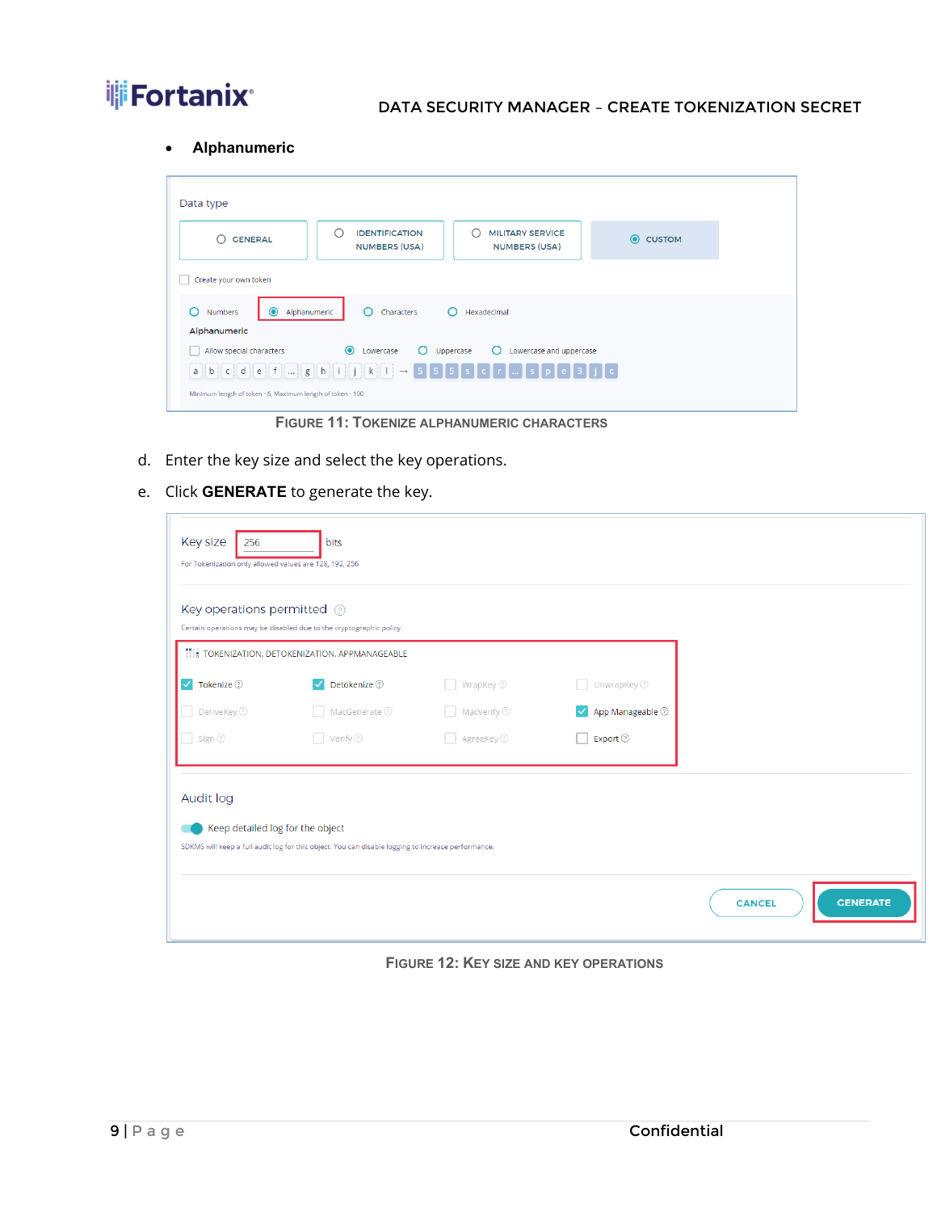- **Alphanumeric**

FIGURE 11: TOKENIZE ALPHANUMERIC CHARACTERS

d. Enter the key size and select the key operations.

e. Click **GENERATE** to generate the key.

FIGURE 12: KEY SIZE AND KEY OPERATIONS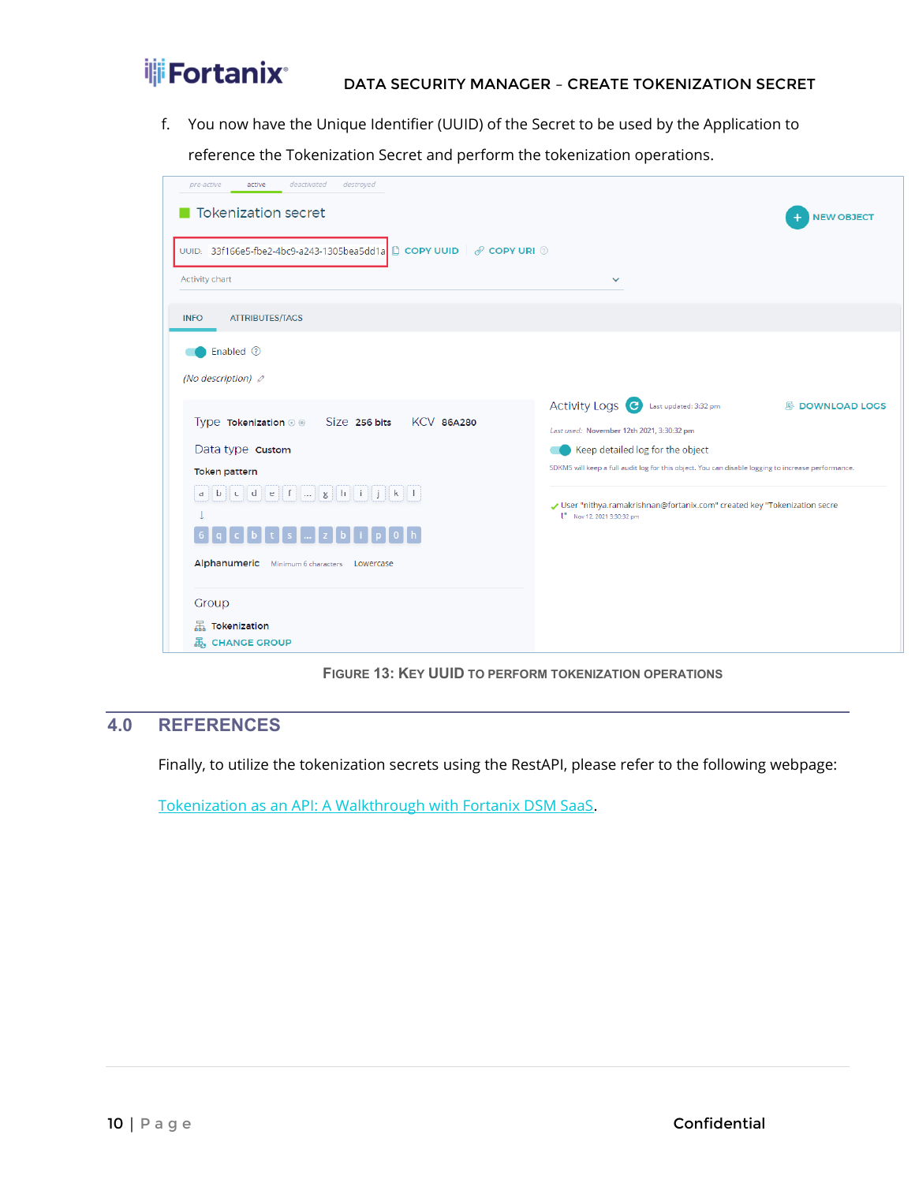f. You now have the Unique Identifier (UUID) of the Secret to be used by the Application to reference the Tokenization Secret and perform the tokenization operations.

FIGURE 13: KEY UUID TO PERFORM TOKENIZATION OPERATIONS

## 4.0 REFERENCES

Finally, to utilize the tokenization secrets using the RestAPI, please refer to the following webpage:

[Tokenization as an API: A Walkthrough with Fortanix DSM SaaS](Tokenization as an API: A Walkthrough with Fortanix DSM SaaS).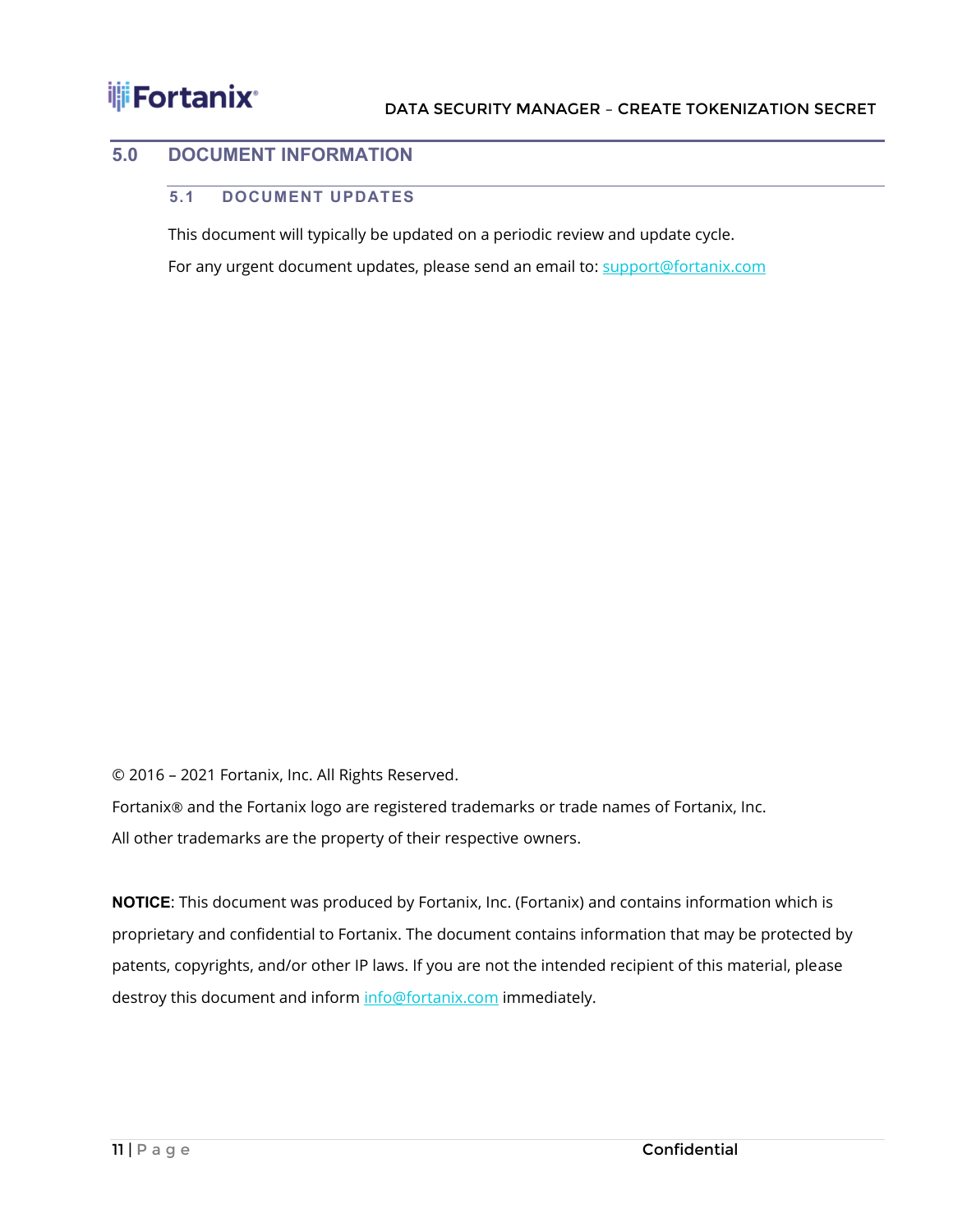## 5.0 DOCUMENT INFORMATION

### 5.1 DOCUMENT UPDATES

This document will typically be updated on a periodic review and update cycle.

For any urgent document updates, please send an email to: support@fortanix.com

© 2016 – 2021 Fortanix, Inc. All Rights Reserved.

Fortanix® and the Fortanix logo are registered trademarks or trade names of Fortanix, Inc.

All other trademarks are the property of their respective owners.

**NOTICE**: This document was produced by Fortanix, Inc. (Fortanix) and contains information which is proprietary and confidential to Fortanix. The document contains information that may be protected by patents, copyrights, and/or other IP laws. If you are not the intended recipient of this material, please destroy this document and inform info@fortanix.com immediately.